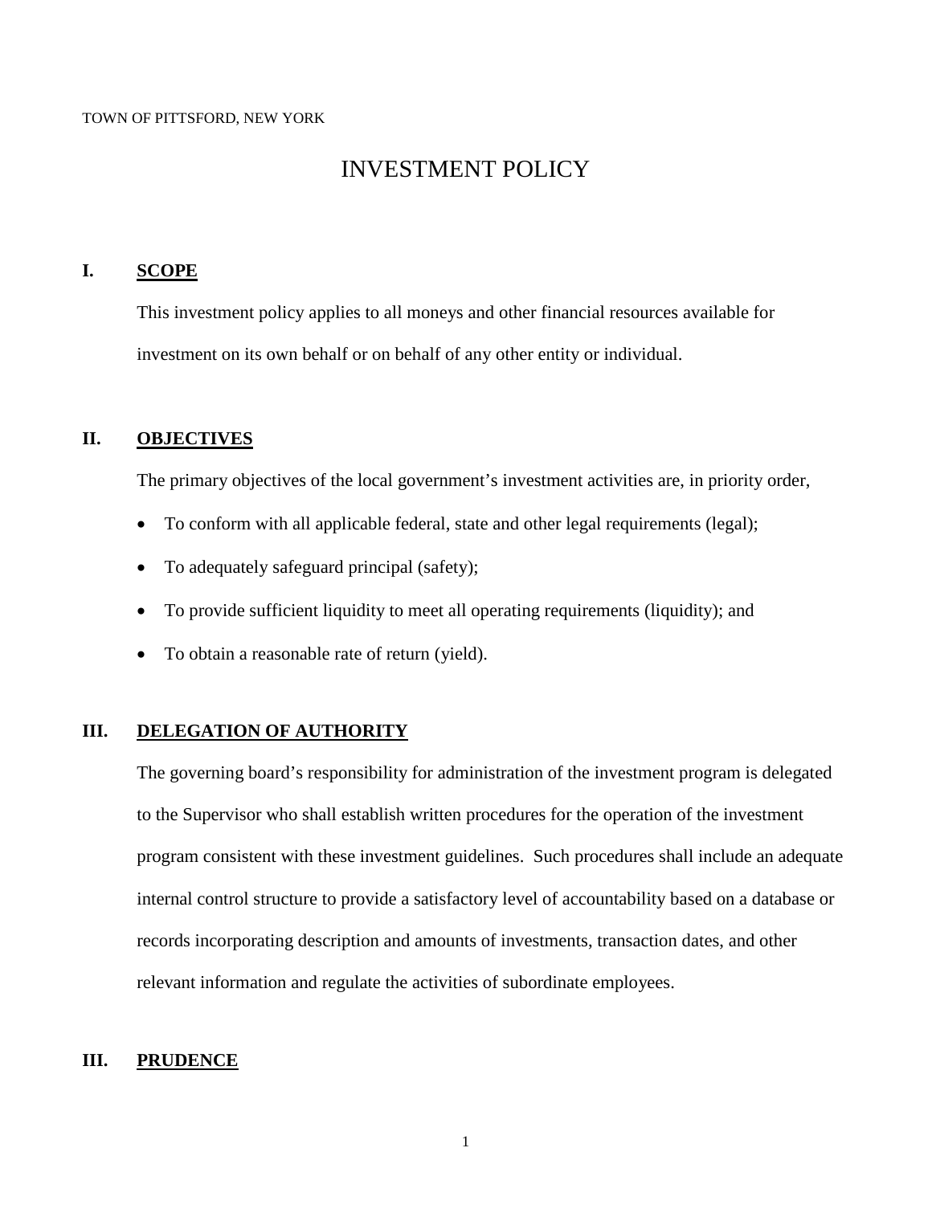TOWN OF PITTSFORD, NEW YORK

# INVESTMENT POLICY

## I. **SCOPE**

This investment policy applies to all moneys and other financial resources available for investment on its own behalf or on behalf of any other entity or individual.

## II. **OBJECTIVES**

The primary objectives of the local government's investment activities are, in priority order,

- To conform with all applicable federal, state and other legal requirements (legal);
- To adequately safeguard principal (safety);
- To provide sufficient liquidity to meet all operating requirements (liquidity); and
- To obtain a reasonable rate of return (yield).

## III. **DELEGATION OF AUTHORITY**

The governing board's responsibility for administration of the investment program is delegated to the Supervisor who shall establish written procedures for the operation of the investment program consistent with these investment guidelines. Such procedures shall include an adequate internal control structure to provide a satisfactory level of accountability based on a database or records incorporating description and amounts of investments, transaction dates, and other relevant information and regulate the activities of subordinate employees.

## III. **PRUDENCE**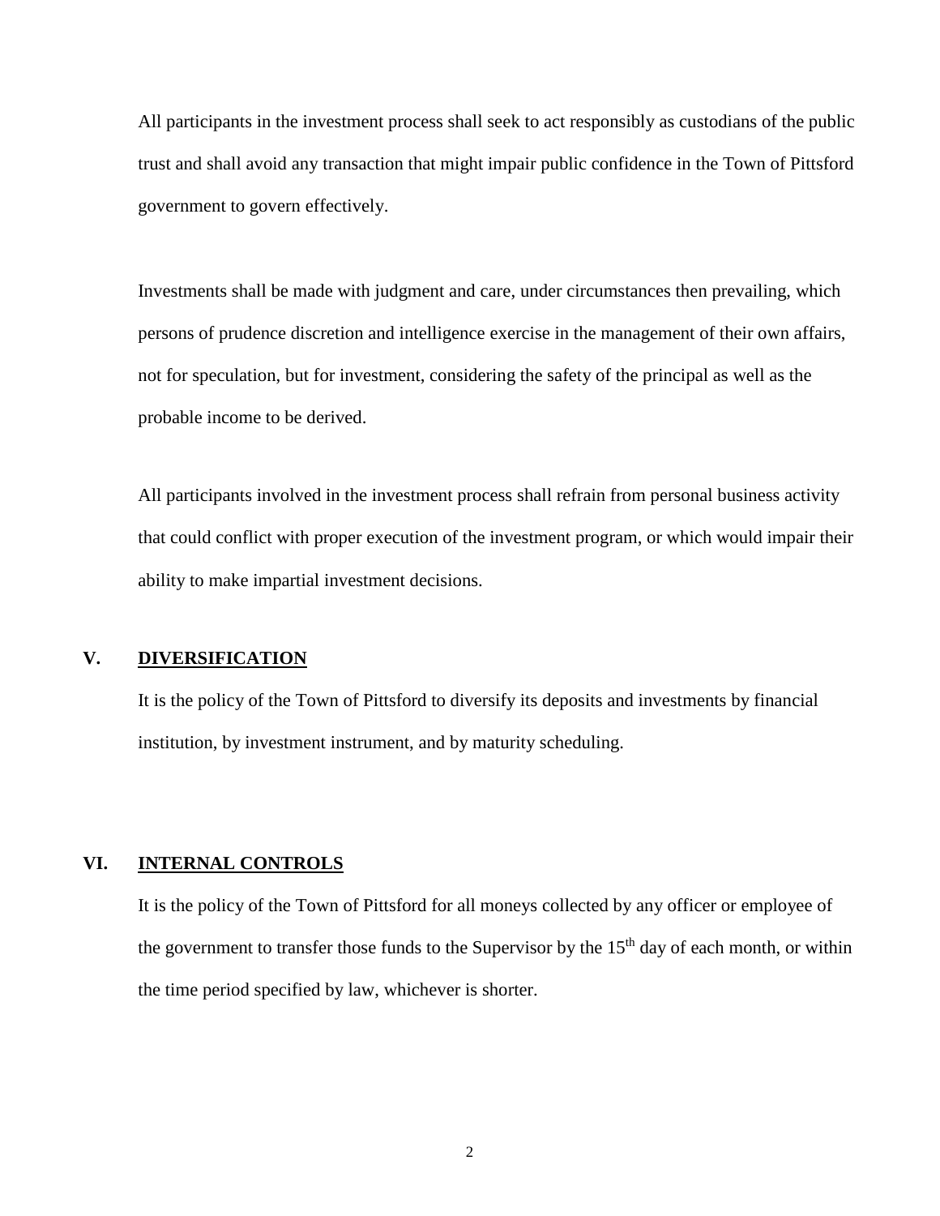All participants in the investment process shall seek to act responsibly as custodians of the public trust and shall avoid any transaction that might impair public confidence in the Town of Pittsford government to govern effectively.

Investments shall be made with judgment and care, under circumstances then prevailing, which persons of prudence discretion and intelligence exercise in the management of their own affairs, not for speculation, but for investment, considering the safety of the principal as well as the probable income to be derived.

All participants involved in the investment process shall refrain from personal business activity that could conflict with proper execution of the investment program, or which would impair their ability to make impartial investment decisions.

## V. DIVERSIFICATION

It is the policy of the Town of Pittsford to diversify its deposits and investments by financial institution, by investment instrument, and by maturity scheduling.

## VI. INTERNAL CONTROLS

It is the policy of the Town of Pittsford for all moneys collected by any officer or employee of the government to transfer those funds to the Supervisor by the 15th day of each month, or within the time period specified by law, whichever is shorter.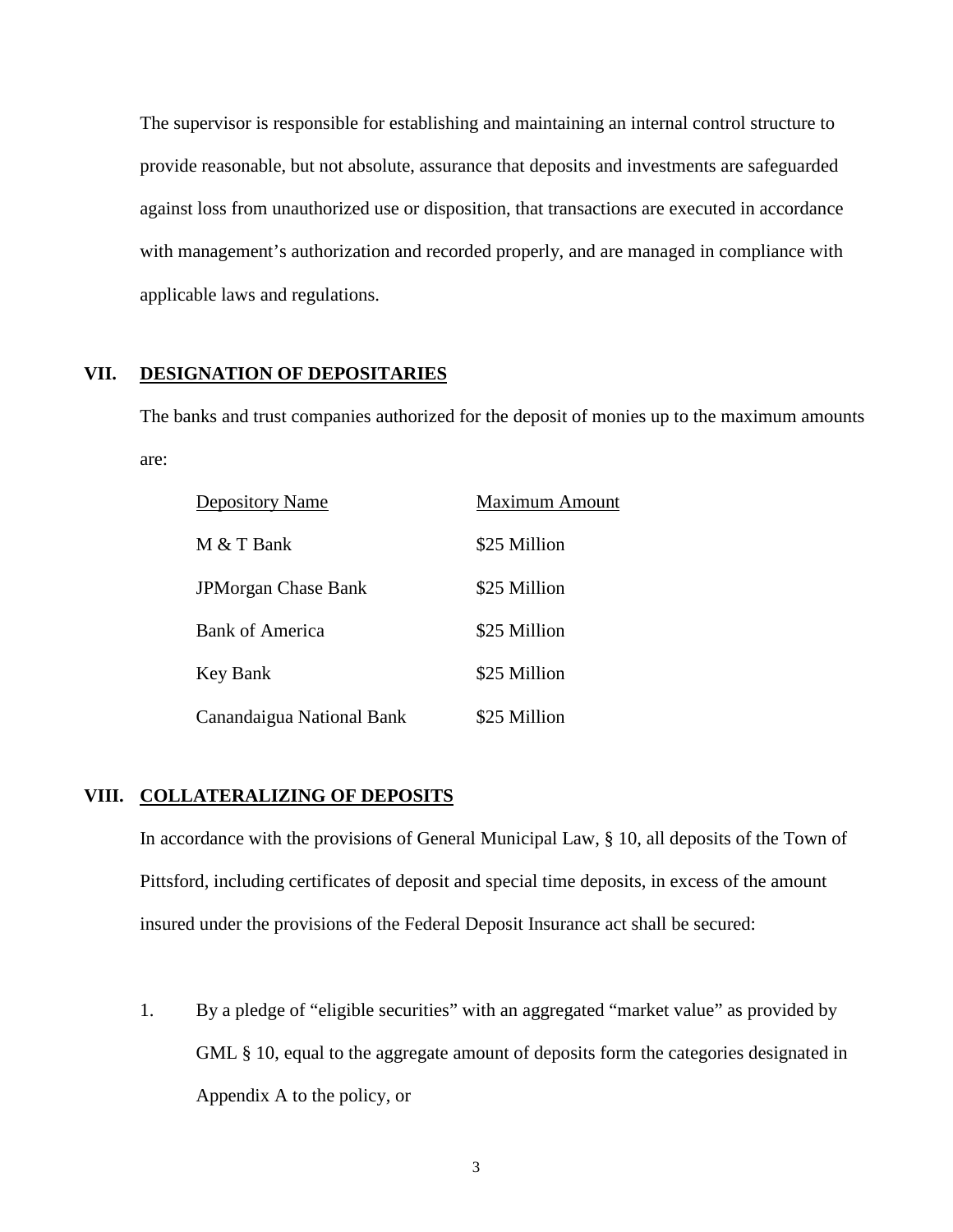The supervisor is responsible for establishing and maintaining an internal control structure to provide reasonable, but not absolute, assurance that deposits and investments are safeguarded against loss from unauthorized use or disposition, that transactions are executed in accordance with management's authorization and recorded properly, and are managed in compliance with applicable laws and regulations.

## VII. DESIGNATION OF DEPOSITARIES

The banks and trust companies authorized for the deposit of monies up to the maximum amounts are:

| Depository Name | Maximum Amount |
|---|---|
| M & T Bank | $25 Million |
| JPMorgan Chase Bank | $25 Million |
| Bank of America | $25 Million |
| Key Bank | $25 Million |
| Canandaigua National Bank | $25 Million |

## VIII. COLLATERALIZING OF DEPOSITS

In accordance with the provisions of General Municipal Law, § 10, all deposits of the Town of Pittsford, including certificates of deposit and special time deposits, in excess of the amount insured under the provisions of the Federal Deposit Insurance act shall be secured:

1. By a pledge of "eligible securities" with an aggregated "market value" as provided by GML § 10, equal to the aggregate amount of deposits form the categories designated in Appendix A to the policy, or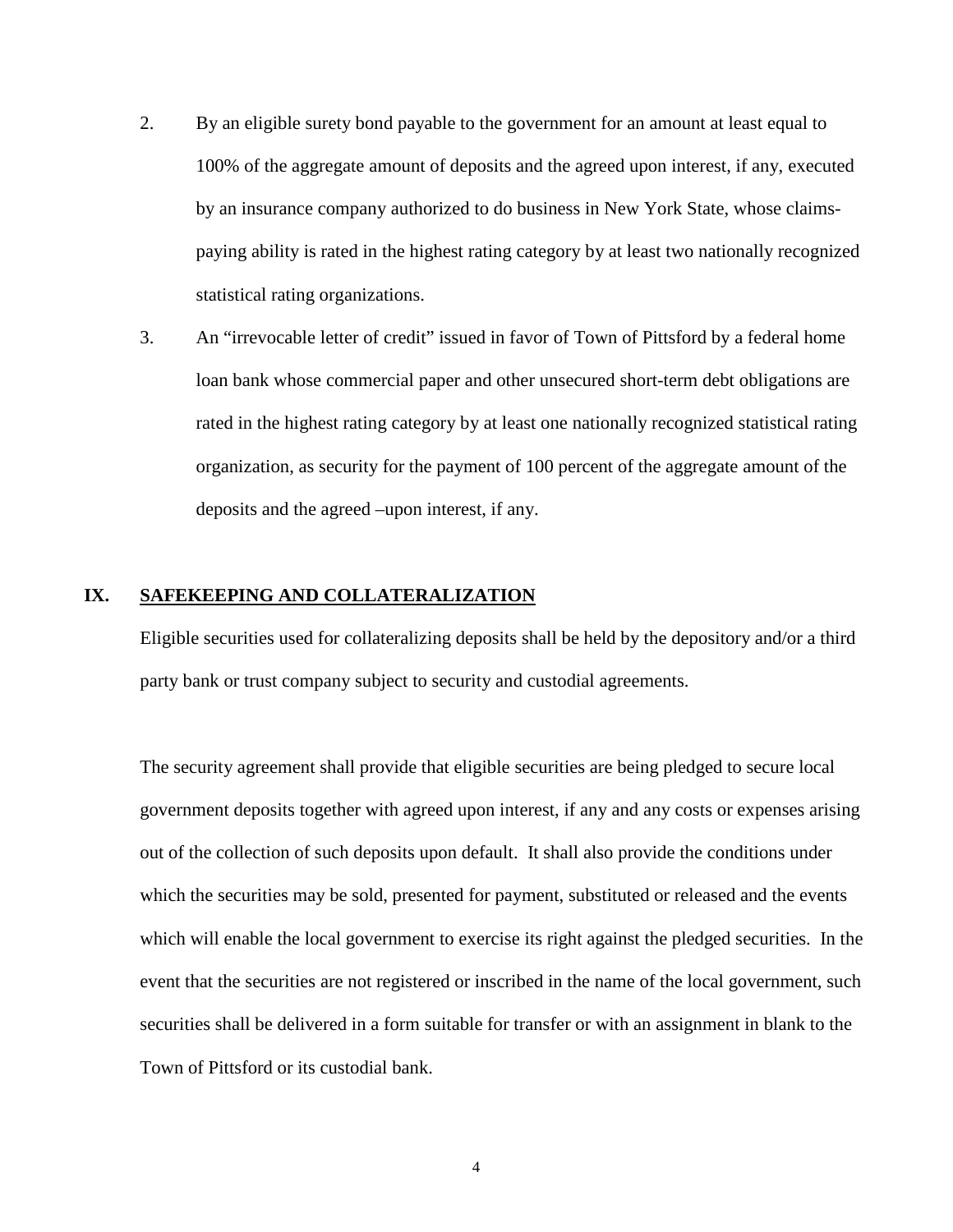2. By an eligible surety bond payable to the government for an amount at least equal to 100% of the aggregate amount of deposits and the agreed upon interest, if any, executed by an insurance company authorized to do business in New York State, whose claims-paying ability is rated in the highest rating category by at least two nationally recognized statistical rating organizations.

3. An "irrevocable letter of credit" issued in favor of Town of Pittsford by a federal home loan bank whose commercial paper and other unsecured short-term debt obligations are rated in the highest rating category by at least one nationally recognized statistical rating organization, as security for the payment of 100 percent of the aggregate amount of the deposits and the agreed –upon interest, if any.

## IX. SAFEKEEPING AND COLLATERALIZATION

Eligible securities used for collateralizing deposits shall be held by the depository and/or a third party bank or trust company subject to security and custodial agreements.

The security agreement shall provide that eligible securities are being pledged to secure local government deposits together with agreed upon interest, if any and any costs or expenses arising out of the collection of such deposits upon default. It shall also provide the conditions under which the securities may be sold, presented for payment, substituted or released and the events which will enable the local government to exercise its right against the pledged securities. In the event that the securities are not registered or inscribed in the name of the local government, such securities shall be delivered in a form suitable for transfer or with an assignment in blank to the Town of Pittsford or its custodial bank.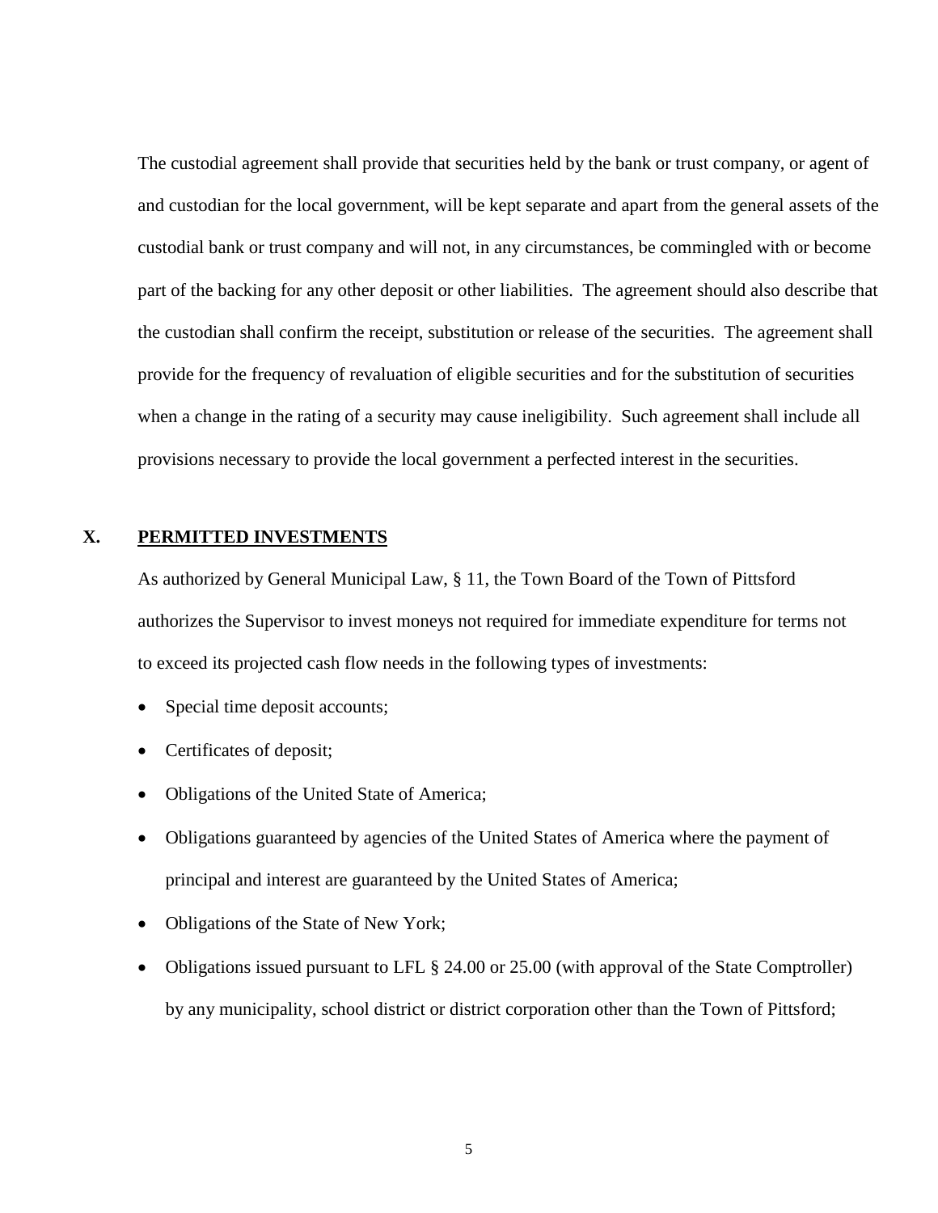The custodial agreement shall provide that securities held by the bank or trust company, or agent of and custodian for the local government, will be kept separate and apart from the general assets of the custodial bank or trust company and will not, in any circumstances, be commingled with or become part of the backing for any other deposit or other liabilities. The agreement should also describe that the custodian shall confirm the receipt, substitution or release of the securities. The agreement shall provide for the frequency of revaluation of eligible securities and for the substitution of securities when a change in the rating of a security may cause ineligibility. Such agreement shall include all provisions necessary to provide the local government a perfected interest in the securities.

## X. PERMITTED INVESTMENTS

As authorized by General Municipal Law, § 11, the Town Board of the Town of Pittsford authorizes the Supervisor to invest moneys not required for immediate expenditure for terms not to exceed its projected cash flow needs in the following types of investments:

- Special time deposit accounts;
- Certificates of deposit;
- Obligations of the United State of America;
- Obligations guaranteed by agencies of the United States of America where the payment of principal and interest are guaranteed by the United States of America;
- Obligations of the State of New York;
- Obligations issued pursuant to LFL § 24.00 or 25.00 (with approval of the State Comptroller) by any municipality, school district or district corporation other than the Town of Pittsford;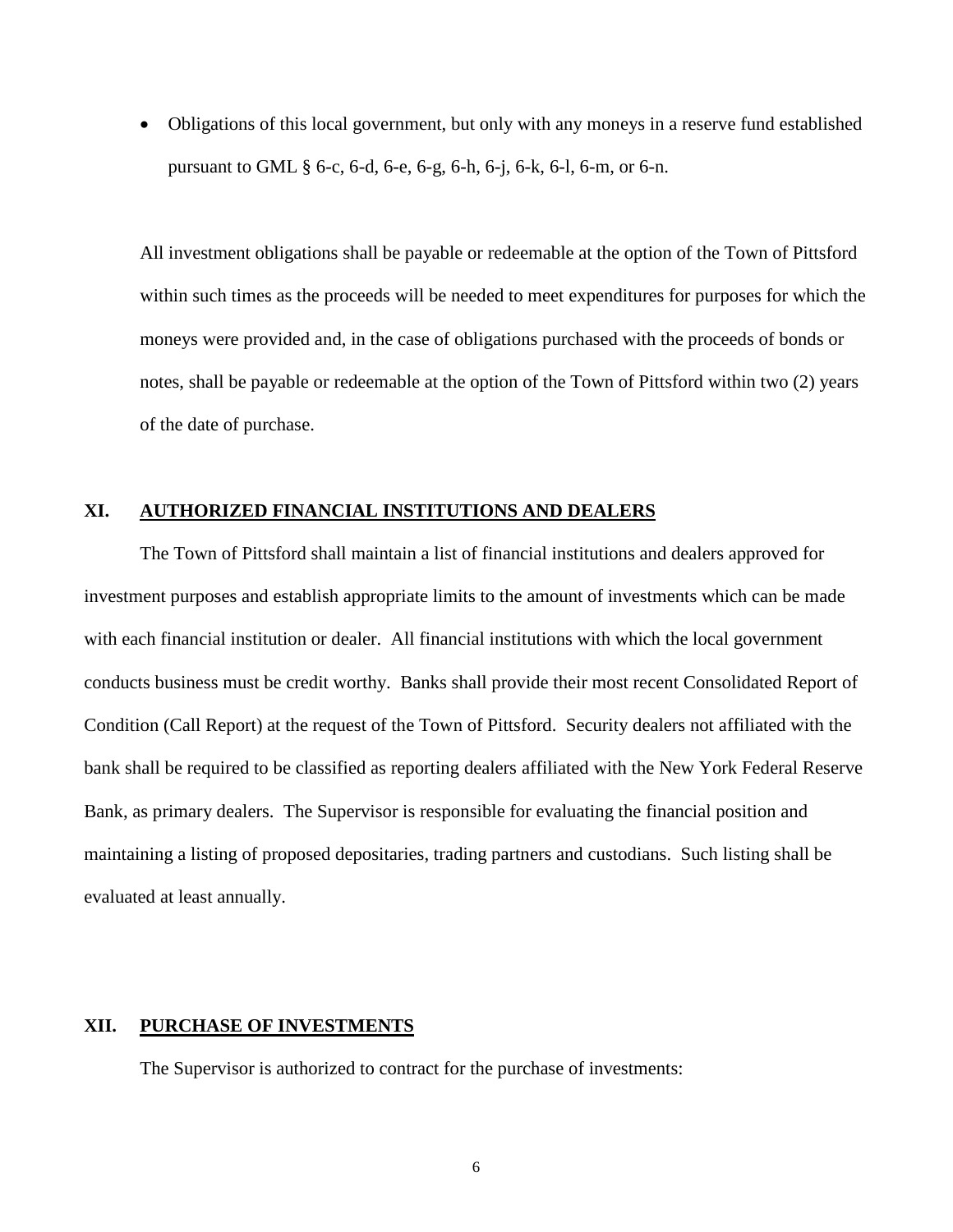- Obligations of this local government, but only with any moneys in a reserve fund established pursuant to GML § 6-c, 6-d, 6-e, 6-g, 6-h, 6-j, 6-k, 6-l, 6-m, or 6-n.

All investment obligations shall be payable or redeemable at the option of the Town of Pittsford within such times as the proceeds will be needed to meet expenditures for purposes for which the moneys were provided and, in the case of obligations purchased with the proceeds of bonds or notes, shall be payable or redeemable at the option of the Town of Pittsford within two (2) years of the date of purchase.

## XI. AUTHORIZED FINANCIAL INSTITUTIONS AND DEALERS

The Town of Pittsford shall maintain a list of financial institutions and dealers approved for investment purposes and establish appropriate limits to the amount of investments which can be made with each financial institution or dealer. All financial institutions with which the local government conducts business must be credit worthy. Banks shall provide their most recent Consolidated Report of Condition (Call Report) at the request of the Town of Pittsford. Security dealers not affiliated with the bank shall be required to be classified as reporting dealers affiliated with the New York Federal Reserve Bank, as primary dealers. The Supervisor is responsible for evaluating the financial position and maintaining a listing of proposed depositaries, trading partners and custodians. Such listing shall be evaluated at least annually.

## XII. PURCHASE OF INVESTMENTS

The Supervisor is authorized to contract for the purchase of investments: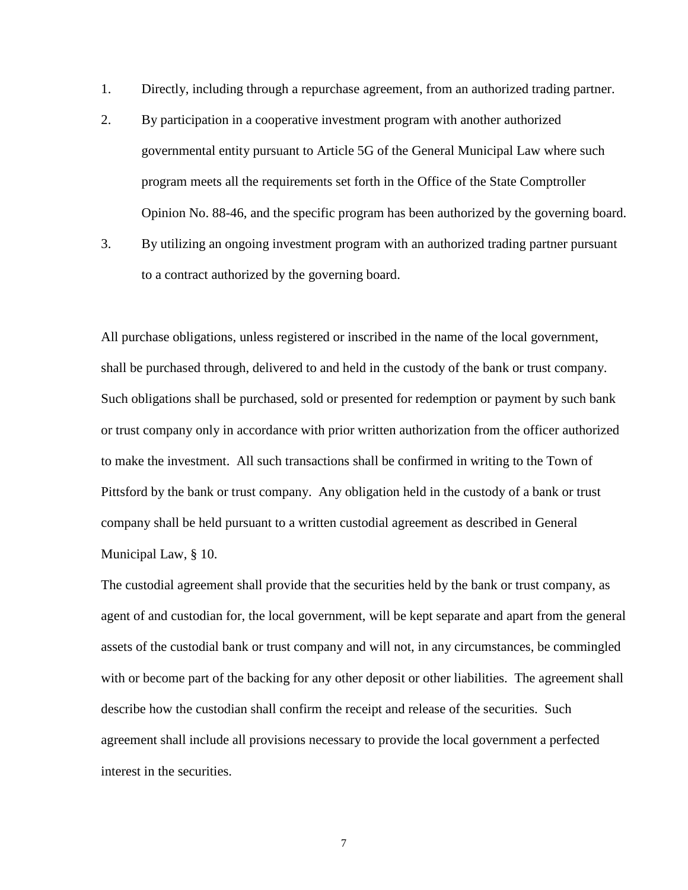1. Directly, including through a repurchase agreement, from an authorized trading partner.
2. By participation in a cooperative investment program with another authorized governmental entity pursuant to Article 5G of the General Municipal Law where such program meets all the requirements set forth in the Office of the State Comptroller Opinion No. 88-46, and the specific program has been authorized by the governing board.
3. By utilizing an ongoing investment program with an authorized trading partner pursuant to a contract authorized by the governing board.

All purchase obligations, unless registered or inscribed in the name of the local government, shall be purchased through, delivered to and held in the custody of the bank or trust company. Such obligations shall be purchased, sold or presented for redemption or payment by such bank or trust company only in accordance with prior written authorization from the officer authorized to make the investment. All such transactions shall be confirmed in writing to the Town of Pittsford by the bank or trust company. Any obligation held in the custody of a bank or trust company shall be held pursuant to a written custodial agreement as described in General Municipal Law, § 10.

The custodial agreement shall provide that the securities held by the bank or trust company, as agent of and custodian for, the local government, will be kept separate and apart from the general assets of the custodial bank or trust company and will not, in any circumstances, be commingled with or become part of the backing for any other deposit or other liabilities. The agreement shall describe how the custodian shall confirm the receipt and release of the securities. Such agreement shall include all provisions necessary to provide the local government a perfected interest in the securities.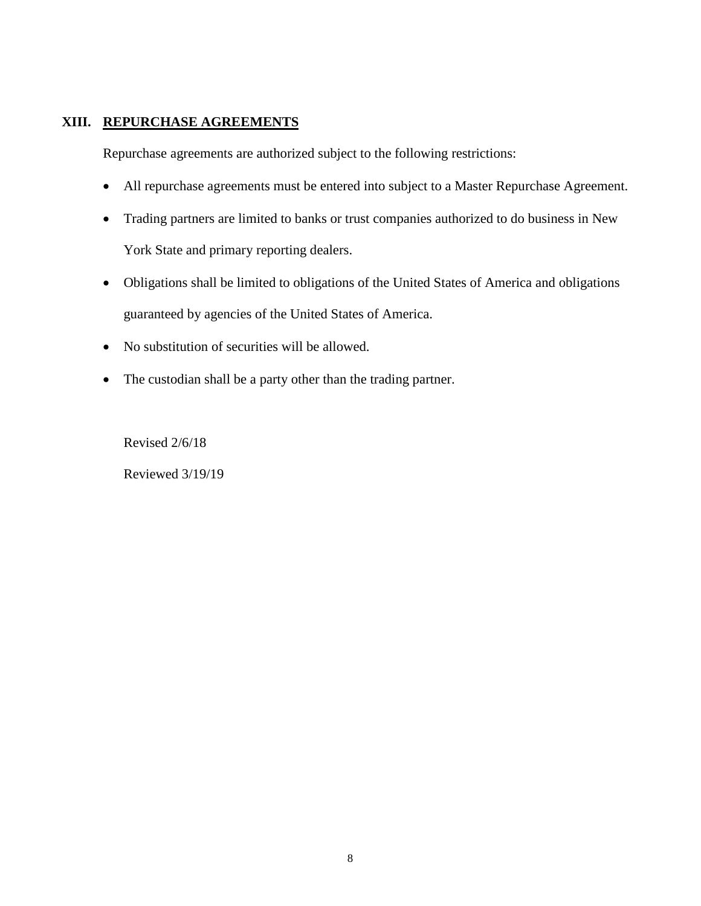## XIII. REPURCHASE AGREEMENTS

Repurchase agreements are authorized subject to the following restrictions:

- All repurchase agreements must be entered into subject to a Master Repurchase Agreement.
- Trading partners are limited to banks or trust companies authorized to do business in New York State and primary reporting dealers.
- Obligations shall be limited to obligations of the United States of America and obligations guaranteed by agencies of the United States of America.
- No substitution of securities will be allowed.
- The custodian shall be a party other than the trading partner.

Revised 2/6/18

Reviewed 3/19/19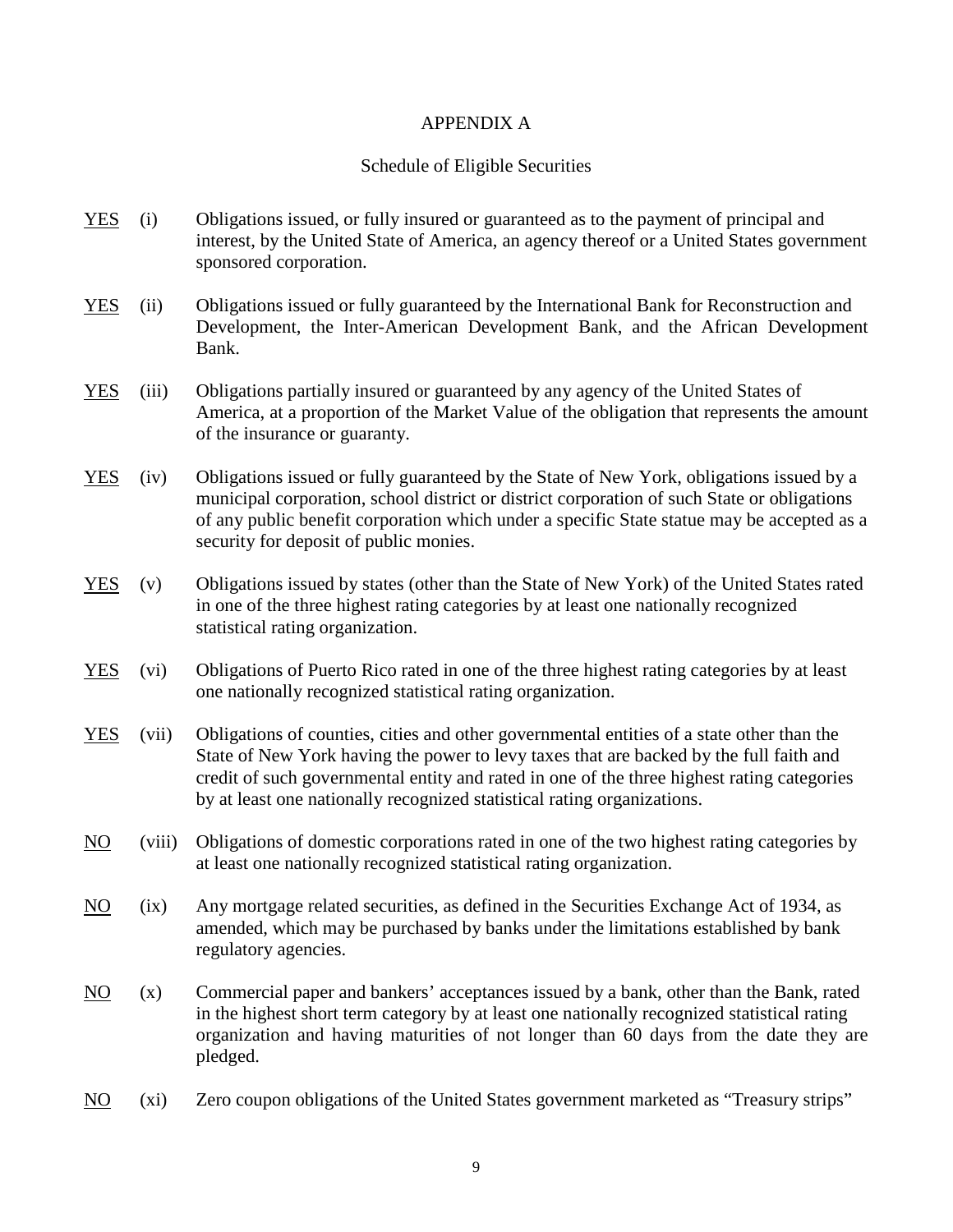APPENDIX A

Schedule of Eligible Securities

<u>YES</u> (i) Obligations issued, or fully insured or guaranteed as to the payment of principal and interest, by the United State of America, an agency thereof or a United States government sponsored corporation.

<u>YES</u> (ii) Obligations issued or fully guaranteed by the International Bank for Reconstruction and Development, the Inter-American Development Bank, and the African Development Bank.

<u>YES</u> (iii) Obligations partially insured or guaranteed by any agency of the United States of America, at a proportion of the Market Value of the obligation that represents the amount of the insurance or guaranty.

<u>YES</u> (iv) Obligations issued or fully guaranteed by the State of New York, obligations issued by a municipal corporation, school district or district corporation of such State or obligations of any public benefit corporation which under a specific State statue may be accepted as a security for deposit of public monies.

<u>YES</u> (v) Obligations issued by states (other than the State of New York) of the United States rated in one of the three highest rating categories by at least one nationally recognized statistical rating organization.

<u>YES</u> (vi) Obligations of Puerto Rico rated in one of the three highest rating categories by at least one nationally recognized statistical rating organization.

<u>YES</u> (vii) Obligations of counties, cities and other governmental entities of a state other than the State of New York having the power to levy taxes that are backed by the full faith and credit of such governmental entity and rated in one of the three highest rating categories by at least one nationally recognized statistical rating organizations.

<u>NO</u> (viii) Obligations of domestic corporations rated in one of the two highest rating categories by at least one nationally recognized statistical rating organization.

<u>NO</u> (ix) Any mortgage related securities, as defined in the Securities Exchange Act of 1934, as amended, which may be purchased by banks under the limitations established by bank regulatory agencies.

<u>NO</u> (x) Commercial paper and bankers' acceptances issued by a bank, other than the Bank, rated in the highest short term category by at least one nationally recognized statistical rating organization and having maturities of not longer than 60 days from the date they are pledged.

<u>NO</u> (xi) Zero coupon obligations of the United States government marketed as "Treasury strips"